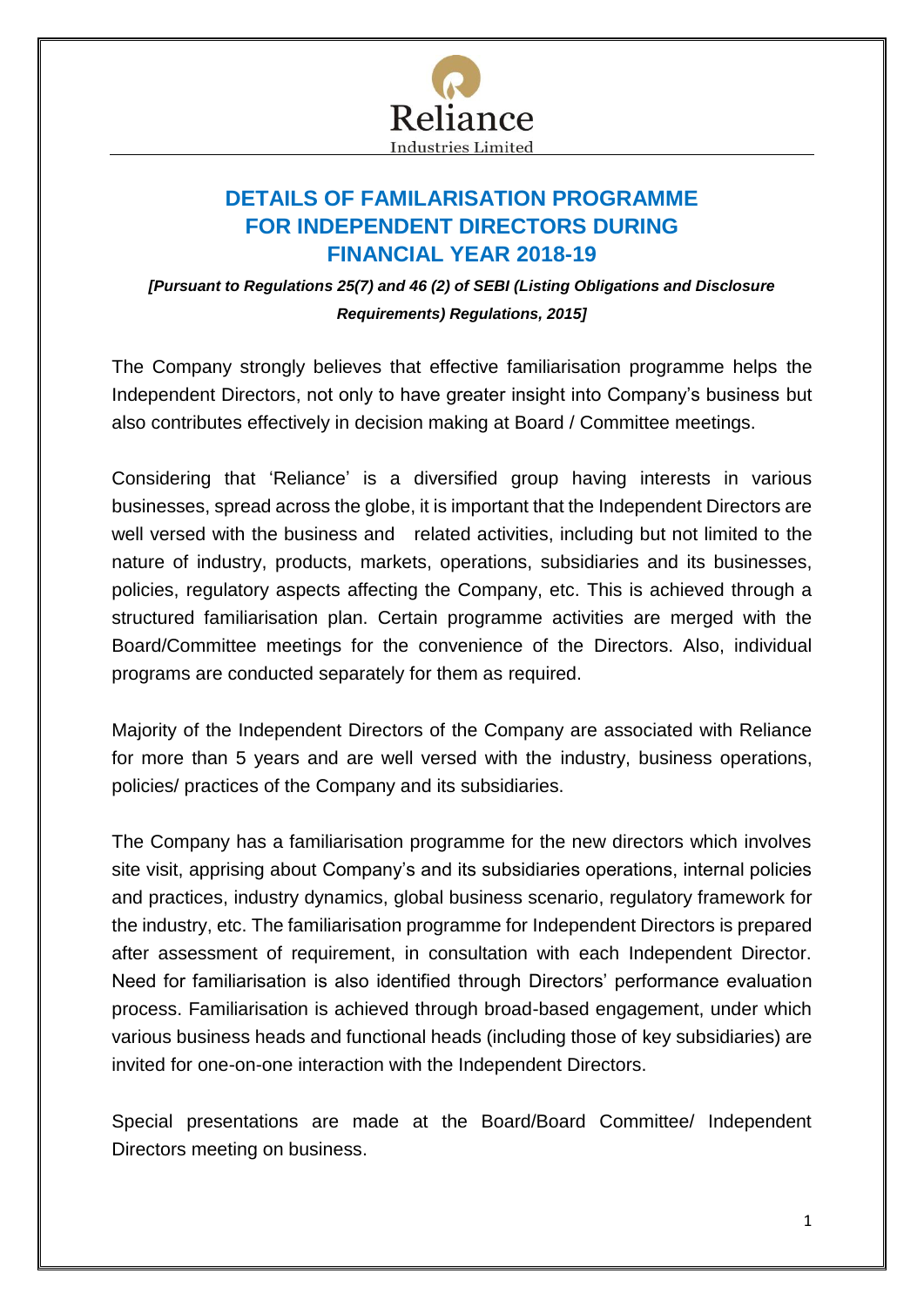# DETAILS OF FAMILARISATION PROGRAMME FOR INDEPENDENT DIRECTORS DURING FINANCIAL YEAR 2018-19

***[Pursuant to Regulations 25(7) and 46 (2) of SEBI (Listing Obligations and Disclosure Requirements) Regulations, 2015]***

The Company strongly believes that effective familiarisation programme helps the Independent Directors, not only to have greater insight into Company's business but also contributes effectively in decision making at Board / Committee meetings.

Considering that 'Reliance' is a diversified group having interests in various businesses, spread across the globe, it is important that the Independent Directors are well versed with the business and related activities, including but not limited to the nature of industry, products, markets, operations, subsidiaries and its businesses, policies, regulatory aspects affecting the Company, etc. This is achieved through a structured familiarisation plan. Certain programme activities are merged with the Board/Committee meetings for the convenience of the Directors. Also, individual programs are conducted separately for them as required.

Majority of the Independent Directors of the Company are associated with Reliance for more than 5 years and are well versed with the industry, business operations, policies/ practices of the Company and its subsidiaries.

The Company has a familiarisation programme for the new directors which involves site visit, apprising about Company's and its subsidiaries operations, internal policies and practices, industry dynamics, global business scenario, regulatory framework for the industry, etc. The familiarisation programme for Independent Directors is prepared after assessment of requirement, in consultation with each Independent Director. Need for familiarisation is also identified through Directors' performance evaluation process. Familiarisation is achieved through broad-based engagement, under which various business heads and functional heads (including those of key subsidiaries) are invited for one-on-one interaction with the Independent Directors.

Special presentations are made at the Board/Board Committee/ Independent Directors meeting on business.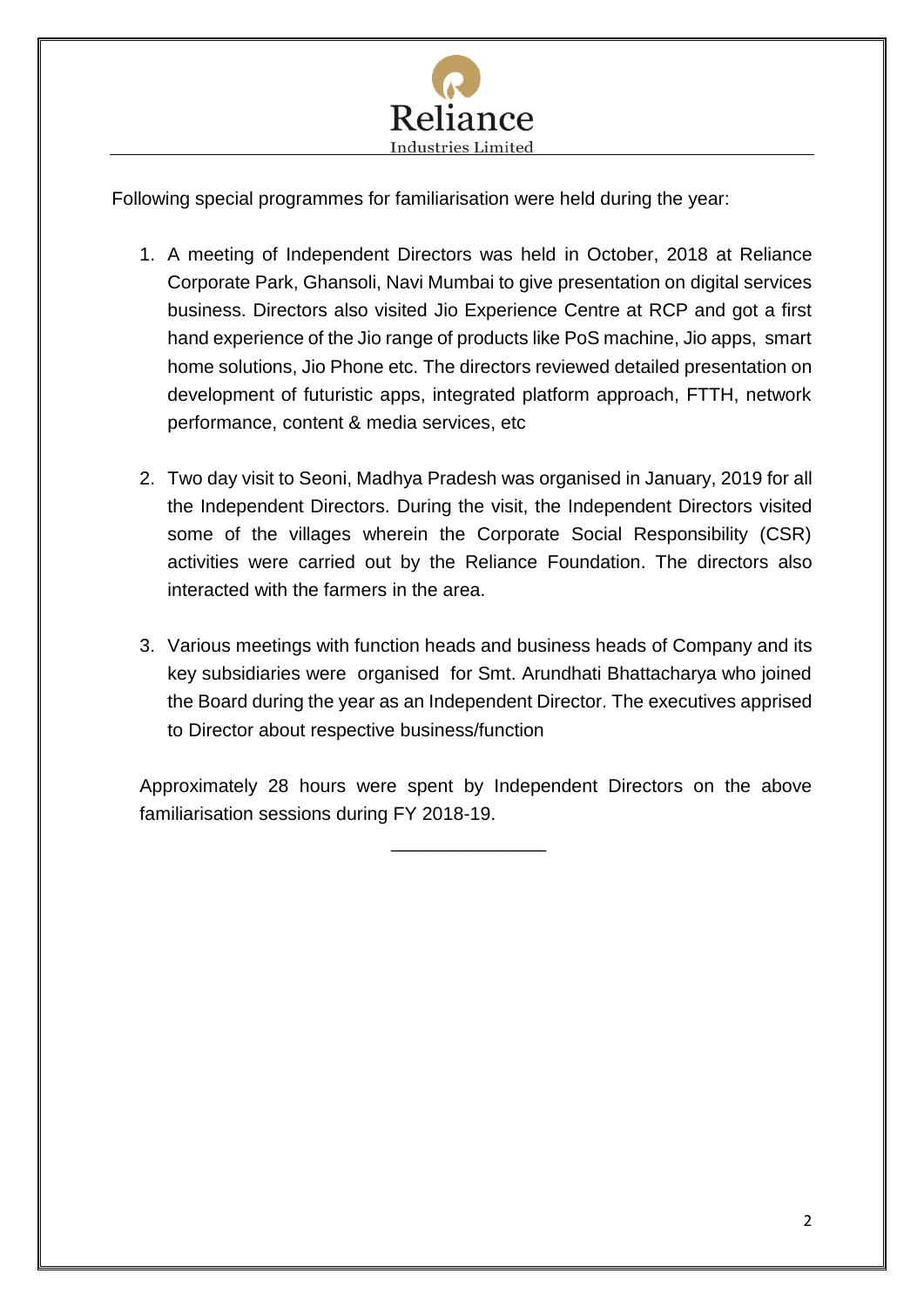Following special programmes for familiarisation were held during the year:

1. A meeting of Independent Directors was held in October, 2018 at Reliance Corporate Park, Ghansoli, Navi Mumbai to give presentation on digital services business. Directors also visited Jio Experience Centre at RCP and got a first hand experience of the Jio range of products like PoS machine, Jio apps, smart home solutions, Jio Phone etc. The directors reviewed detailed presentation on development of futuristic apps, integrated platform approach, FTTH, network performance, content & media services, etc

2. Two day visit to Seoni, Madhya Pradesh was organised in January, 2019 for all the Independent Directors. During the visit, the Independent Directors visited some of the villages wherein the Corporate Social Responsibility (CSR) activities were carried out by the Reliance Foundation. The directors also interacted with the farmers in the area.

3. Various meetings with function heads and business heads of Company and its key subsidiaries were organised for Smt. Arundhati Bhattacharya who joined the Board during the year as an Independent Director. The executives apprised to Director about respective business/function

Approximately 28 hours were spent by Independent Directors on the above familiarisation sessions during FY 2018-19.

_______________